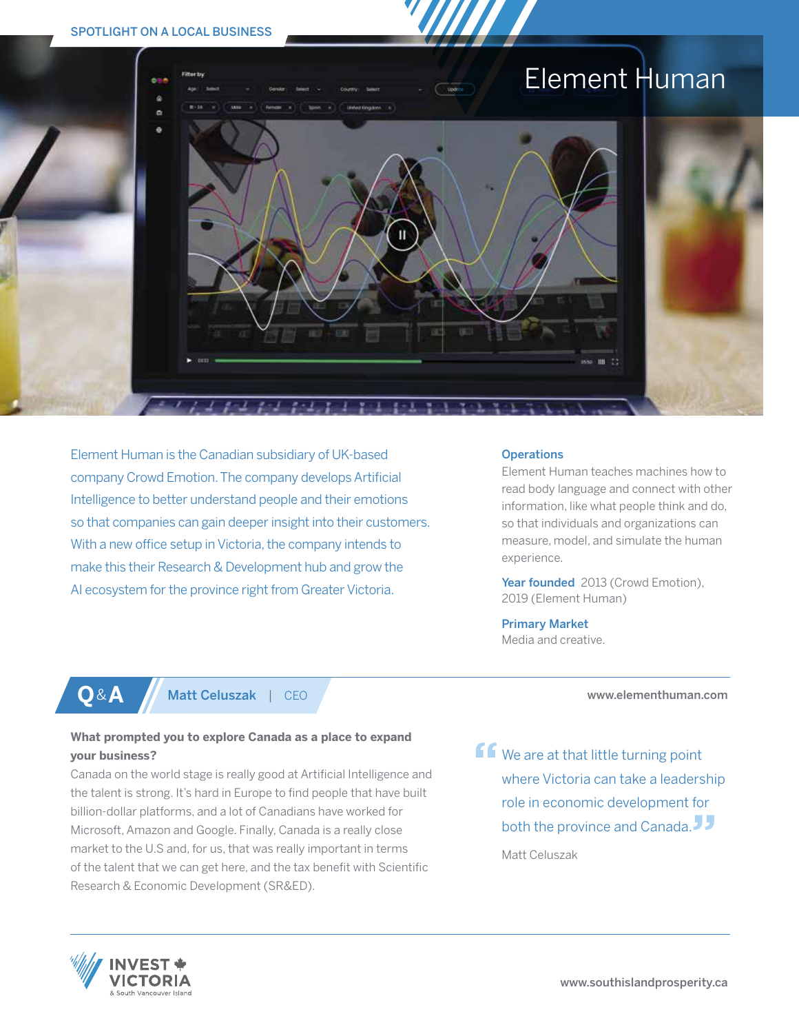SPOTLIGHT ON A LOCAL BUSINESS

# Element Human

Element Human is the Canadian subsidiary of UK-based company Crowd Emotion. The company develops Artificial Intelligence to better understand people and their emotions so that companies can gain deeper insight into their customers. With a new office setup in Victoria, the company intends to make this their Research & Development hub and grow the AI ecosystem for the province right from Greater Victoria.

**Operations**
Element Human teaches machines how to read body language and connect with other information, like what people think and do, so that individuals and organizations can measure, model, and simulate the human experience.

**Year founded** 2013 (Crowd Emotion), 2019 (Element Human)

**Primary Market**
Media and creative.

## Q&A — Matt Celuszak | CEO

www.elementhuman.com

**What prompted you to explore Canada as a place to expand your business?**
Canada on the world stage is really good at Artificial Intelligence and the talent is strong. It's hard in Europe to find people that have built billion-dollar platforms, and a lot of Canadians have worked for Microsoft, Amazon and Google. Finally, Canada is a really close market to the U.S and, for us, that was really important in terms of the talent that we can get here, and the tax benefit with Scientific Research & Economic Development (SR&ED).

> "We are at that little turning point where Victoria can take a leadership role in economic development for both the province and Canada."
>
> Matt Celuszak

INVEST VICTORIA & South Vancouver Island

www.southislandprosperity.ca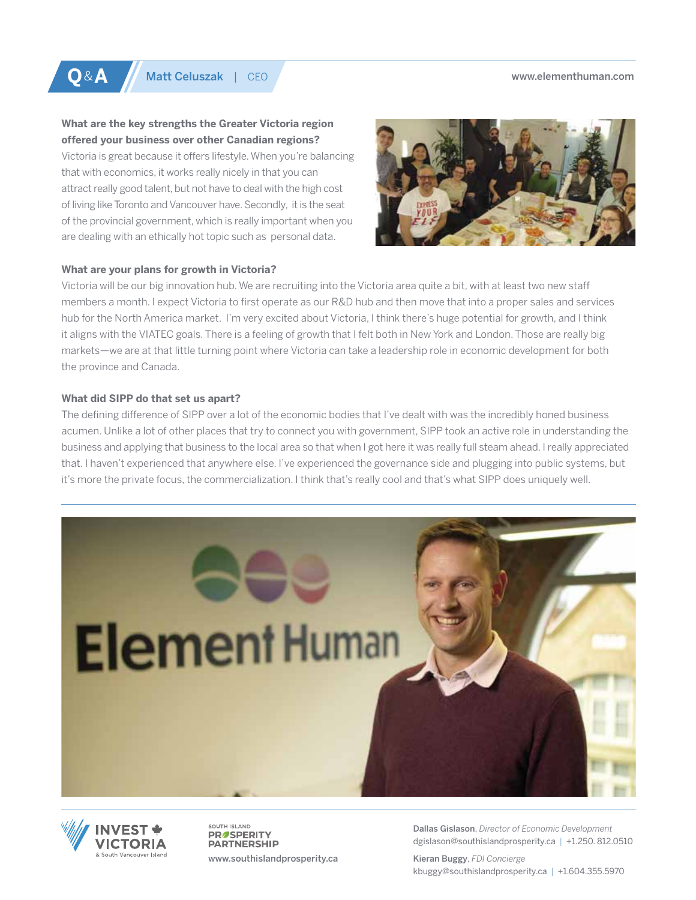## Q&A Matt Celuszak | CEO

www.elementhuman.com

**What are the key strengths the Greater Victoria region offered your business over other Canadian regions?**

Victoria is great because it offers lifestyle. When you're balancing that with economics, it works really nicely in that you can attract really good talent, but not have to deal with the high cost of living like Toronto and Vancouver have. Secondly, it is the seat of the provincial government, which is really important when you are dealing with an ethically hot topic such as personal data.

**What are your plans for growth in Victoria?**

Victoria will be our big innovation hub. We are recruiting into the Victoria area quite a bit, with at least two new staff members a month. I expect Victoria to first operate as our R&D hub and then move that into a proper sales and services hub for the North America market. I'm very excited about Victoria, I think there's huge potential for growth, and I think it aligns with the VIATEC goals. There is a feeling of growth that I felt both in New York and London. Those are really big markets—we are at that little turning point where Victoria can take a leadership role in economic development for both the province and Canada.

**What did SIPP do that set us apart?**

The defining difference of SIPP over a lot of the economic bodies that I've dealt with was the incredibly honed business acumen. Unlike a lot of other places that try to connect you with government, SIPP took an active role in understanding the business and applying that business to the local area so that when I got here it was really full steam ahead. I really appreciated that. I haven't experienced that anywhere else. I've experienced the governance side and plugging into public systems, but it's more the private focus, the commercialization. I think that's really cool and that's what SIPP does uniquely well.

INVEST VICTORIA & South Vancouver Island

South Island Prosperity Partnership
www.southislandprosperity.ca

**Dallas Gislason**, *Director of Economic Development*
dgislason@southislandprosperity.ca | +1.250. 812.0510

**Kieran Buggy**, *FDI Concierge*
kbuggy@southislandprosperity.ca | +1.604.355.5970